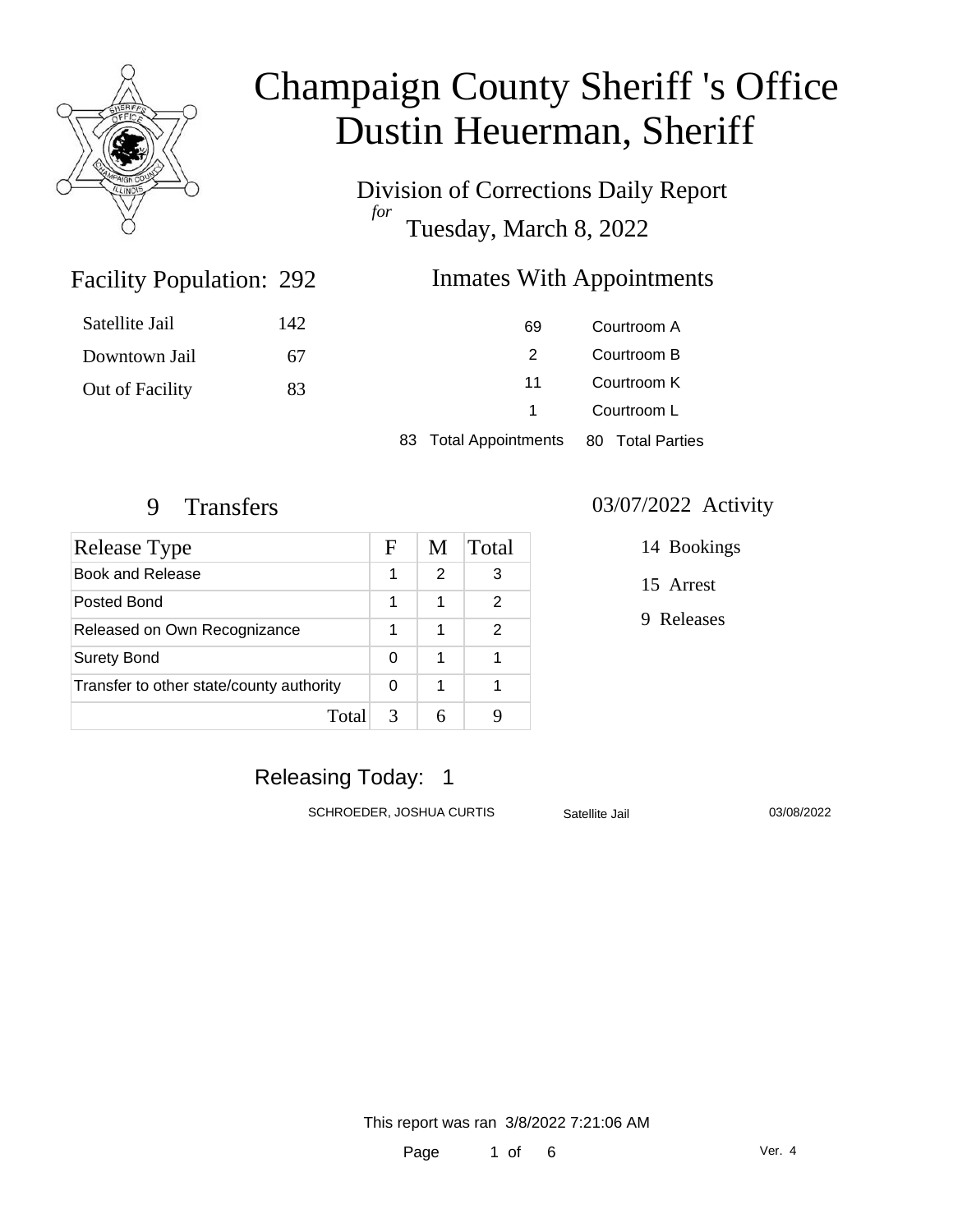# Champaign County Sheriff 's Office
# Dustin Heuerman, Sheriff

## Division of Corrections Daily Report
*for*
## Tuesday, March 8, 2022

### Facility Population: 292

| | |
|---|---|
| Satellite Jail | 142 |
| Downtown Jail | 67 |
| Out of Facility | 83 |

### Inmates With Appointments

| | |
|---|---|
| 69 | Courtroom A |
| 2 | Courtroom B |
| 11 | Courtroom K |
| 1 | Courtroom L |

83 Total Appointments    80 Total Parties

### 9 Transfers

| Release Type | F | M | Total |
|---|---|---|---|
| Book and Release | 1 | 2 | 3 |
| Posted Bond | 1 | 1 | 2 |
| Released on Own Recognizance | 1 | 1 | 2 |
| Surety Bond | 0 | 1 | 1 |
| Transfer to other state/county authority | 0 | 1 | 1 |
| Total | 3 | 6 | 9 |

### 03/07/2022 Activity

14 Bookings

15 Arrest

9 Releases

### Releasing Today: 1

| | | |
|---|---|---|
| SCHROEDER, JOSHUA CURTIS | Satellite Jail | 03/08/2022 |

This report was ran 3/8/2022 7:21:06 AM

Ver. 4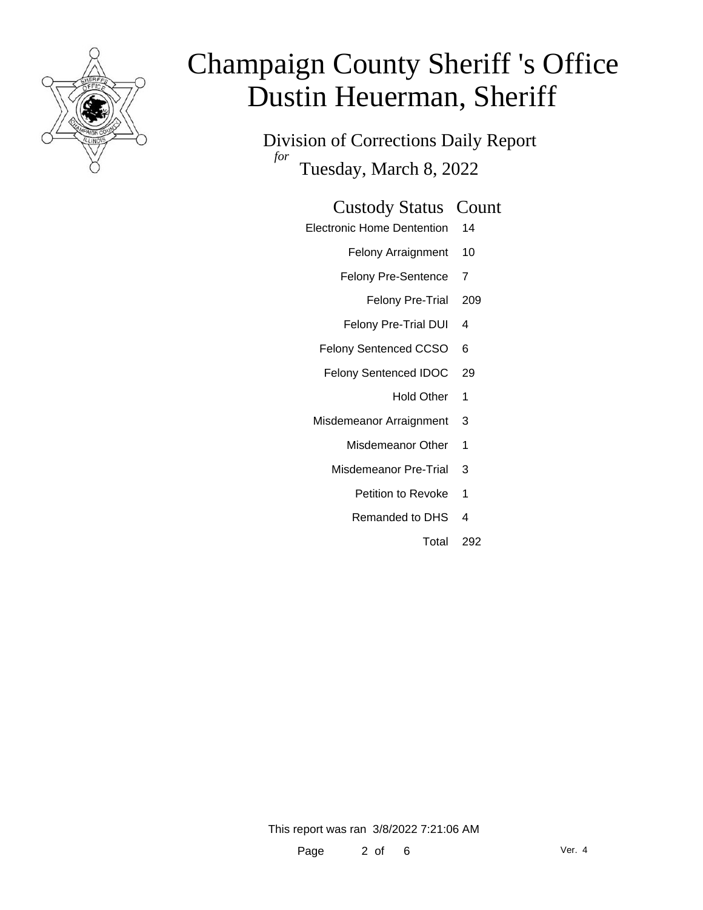# Champaign County Sheriff 's Office
# Dustin Heuerman, Sheriff

## Division of Corrections Daily Report

*for* Tuesday, March 8, 2022

| Custody Status | Count |
|---|---|
| Electronic Home Dentention | 14 |
| Felony Arraignment | 10 |
| Felony Pre-Sentence | 7 |
| Felony Pre-Trial | 209 |
| Felony Pre-Trial DUI | 4 |
| Felony Sentenced CCSO | 6 |
| Felony Sentenced IDOC | 29 |
| Hold Other | 1 |
| Misdemeanor Arraignment | 3 |
| Misdemeanor Other | 1 |
| Misdemeanor Pre-Trial | 3 |
| Petition to Revoke | 1 |
| Remanded to DHS | 4 |
| Total | 292 |

This report was ran 3/8/2022 7:21:06 AM

Ver. 4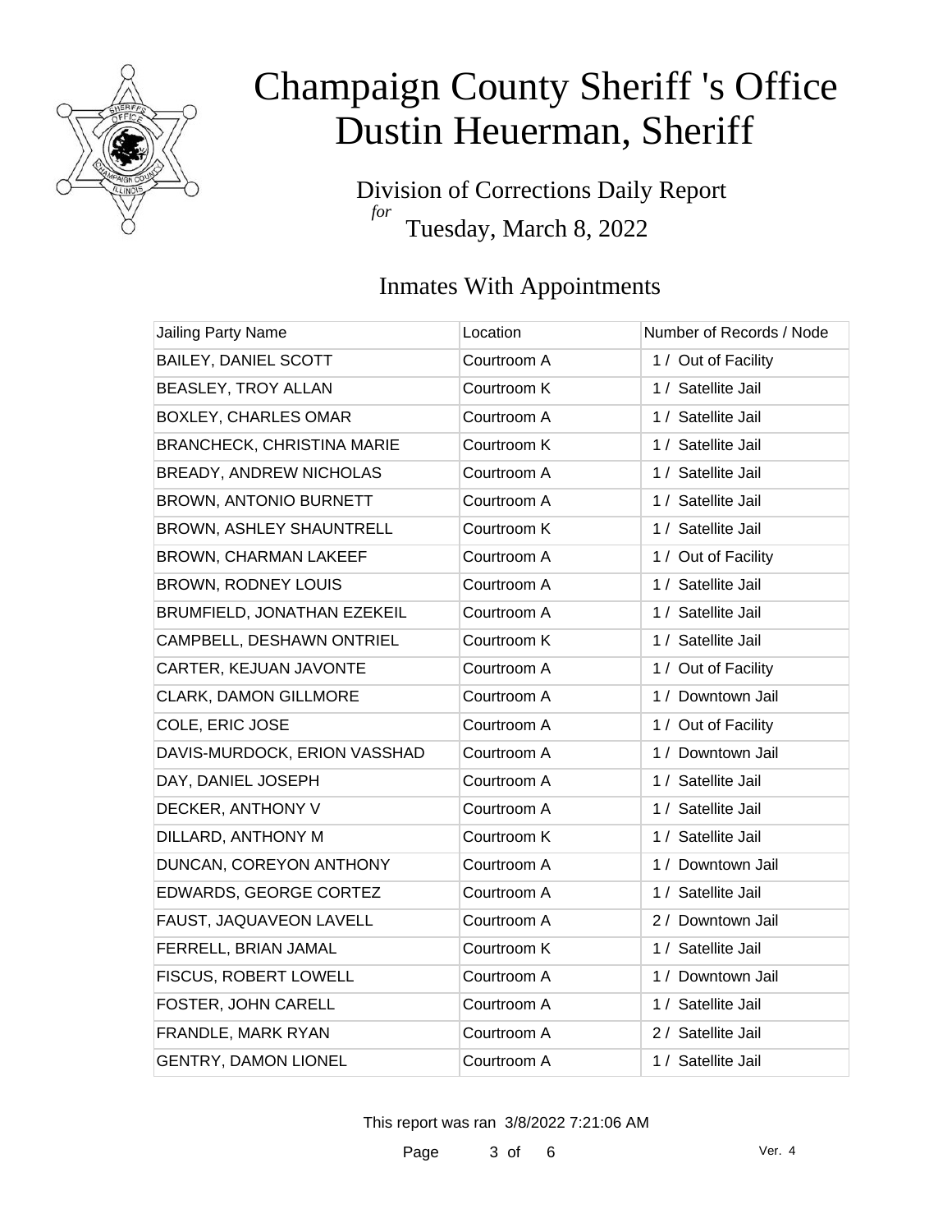# Champaign County Sheriff 's Office
# Dustin Heuerman, Sheriff

Division of Corrections Daily Report
*for*
Tuesday, March 8, 2022

## Inmates With Appointments

| Jailing Party Name | Location | Number of Records / Node |
|---|---|---|
| BAILEY, DANIEL SCOTT | Courtroom A | 1 / Out of Facility |
| BEASLEY, TROY ALLAN | Courtroom K | 1 / Satellite Jail |
| BOXLEY, CHARLES OMAR | Courtroom A | 1 / Satellite Jail |
| BRANCHECK, CHRISTINA MARIE | Courtroom K | 1 / Satellite Jail |
| BREADY, ANDREW NICHOLAS | Courtroom A | 1 / Satellite Jail |
| BROWN, ANTONIO BURNETT | Courtroom A | 1 / Satellite Jail |
| BROWN, ASHLEY SHAUNTRELL | Courtroom K | 1 / Satellite Jail |
| BROWN, CHARMAN LAKEEF | Courtroom A | 1 / Out of Facility |
| BROWN, RODNEY LOUIS | Courtroom A | 1 / Satellite Jail |
| BRUMFIELD, JONATHAN EZEKEIL | Courtroom A | 1 / Satellite Jail |
| CAMPBELL, DESHAWN ONTRIEL | Courtroom K | 1 / Satellite Jail |
| CARTER, KEJUAN JAVONTE | Courtroom A | 1 / Out of Facility |
| CLARK, DAMON GILLMORE | Courtroom A | 1 / Downtown Jail |
| COLE, ERIC JOSE | Courtroom A | 1 / Out of Facility |
| DAVIS-MURDOCK, ERION VASSHAD | Courtroom A | 1 / Downtown Jail |
| DAY, DANIEL JOSEPH | Courtroom A | 1 / Satellite Jail |
| DECKER, ANTHONY V | Courtroom A | 1 / Satellite Jail |
| DILLARD, ANTHONY M | Courtroom K | 1 / Satellite Jail |
| DUNCAN, COREYON ANTHONY | Courtroom A | 1 / Downtown Jail |
| EDWARDS, GEORGE CORTEZ | Courtroom A | 1 / Satellite Jail |
| FAUST, JAQUAVEON LAVELL | Courtroom A | 2 / Downtown Jail |
| FERRELL, BRIAN JAMAL | Courtroom K | 1 / Satellite Jail |
| FISCUS, ROBERT LOWELL | Courtroom A | 1 / Downtown Jail |
| FOSTER, JOHN CARELL | Courtroom A | 1 / Satellite Jail |
| FRANDLE, MARK RYAN | Courtroom A | 2 / Satellite Jail |
| GENTRY, DAMON LIONEL | Courtroom A | 1 / Satellite Jail |

This report was ran 3/8/2022 7:21:06 AM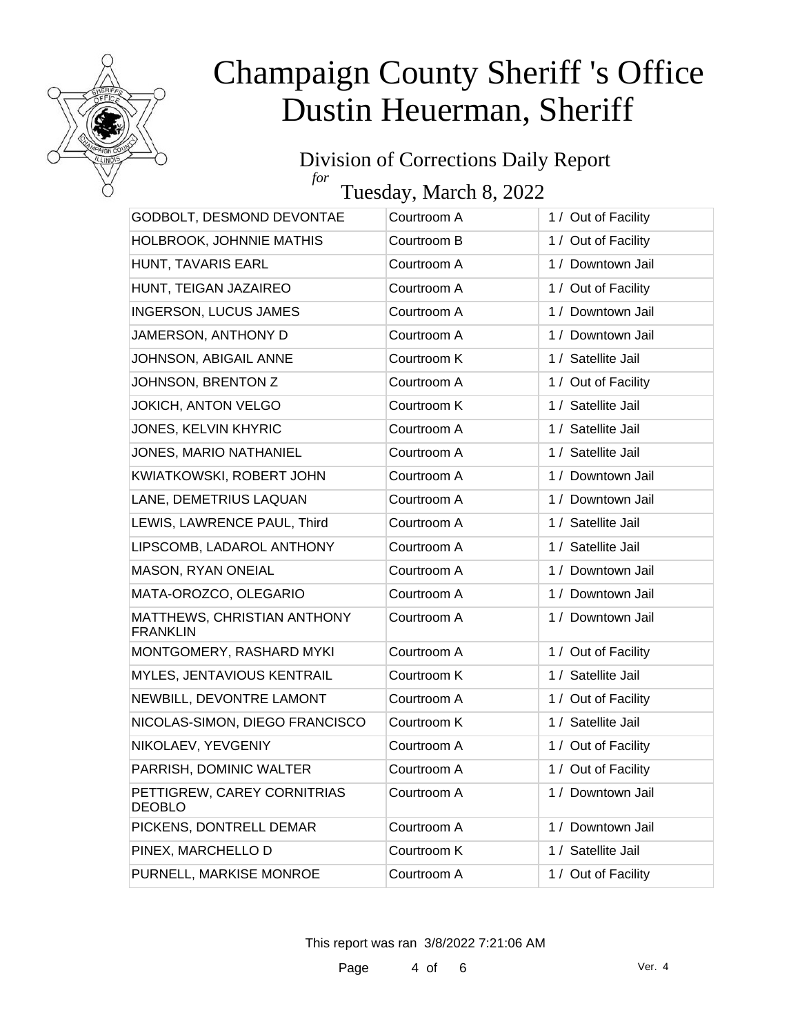# Champaign County Sheriff 's Office
# Dustin Heuerman, Sheriff

## Division of Corrections Daily Report

*for*

## Tuesday, March 8, 2022

| | | |
|---|---|---|
| GODBOLT, DESMOND DEVONTAE | Courtroom A | 1 / Out of Facility |
| HOLBROOK, JOHNNIE MATHIS | Courtroom B | 1 / Out of Facility |
| HUNT, TAVARIS EARL | Courtroom A | 1 / Downtown Jail |
| HUNT, TEIGAN JAZAIREO | Courtroom A | 1 / Out of Facility |
| INGERSON, LUCUS JAMES | Courtroom A | 1 / Downtown Jail |
| JAMERSON, ANTHONY D | Courtroom A | 1 / Downtown Jail |
| JOHNSON, ABIGAIL ANNE | Courtroom K | 1 / Satellite Jail |
| JOHNSON, BRENTON Z | Courtroom A | 1 / Out of Facility |
| JOKICH, ANTON VELGO | Courtroom K | 1 / Satellite Jail |
| JONES, KELVIN KHYRIC | Courtroom A | 1 / Satellite Jail |
| JONES, MARIO NATHANIEL | Courtroom A | 1 / Satellite Jail |
| KWIATKOWSKI, ROBERT JOHN | Courtroom A | 1 / Downtown Jail |
| LANE, DEMETRIUS LAQUAN | Courtroom A | 1 / Downtown Jail |
| LEWIS, LAWRENCE PAUL, Third | Courtroom A | 1 / Satellite Jail |
| LIPSCOMB, LADAROL ANTHONY | Courtroom A | 1 / Satellite Jail |
| MASON, RYAN ONEIAL | Courtroom A | 1 / Downtown Jail |
| MATA-OROZCO, OLEGARIO | Courtroom A | 1 / Downtown Jail |
| MATTHEWS, CHRISTIAN ANTHONY FRANKLIN | Courtroom A | 1 / Downtown Jail |
| MONTGOMERY, RASHARD MYKI | Courtroom A | 1 / Out of Facility |
| MYLES, JENTAVIOUS KENTRAIL | Courtroom K | 1 / Satellite Jail |
| NEWBILL, DEVONTRE LAMONT | Courtroom A | 1 / Out of Facility |
| NICOLAS-SIMON, DIEGO FRANCISCO | Courtroom K | 1 / Satellite Jail |
| NIKOLAEV, YEVGENIY | Courtroom A | 1 / Out of Facility |
| PARRISH, DOMINIC WALTER | Courtroom A | 1 / Out of Facility |
| PETTIGREW, CAREY CORNITRIAS DEOBLO | Courtroom A | 1 / Downtown Jail |
| PICKENS, DONTRELL DEMAR | Courtroom A | 1 / Downtown Jail |
| PINEX, MARCHELLO D | Courtroom K | 1 / Satellite Jail |
| PURNELL, MARKISE MONROE | Courtroom A | 1 / Out of Facility |

This report was ran 3/8/2022 7:21:06 AM

Ver. 4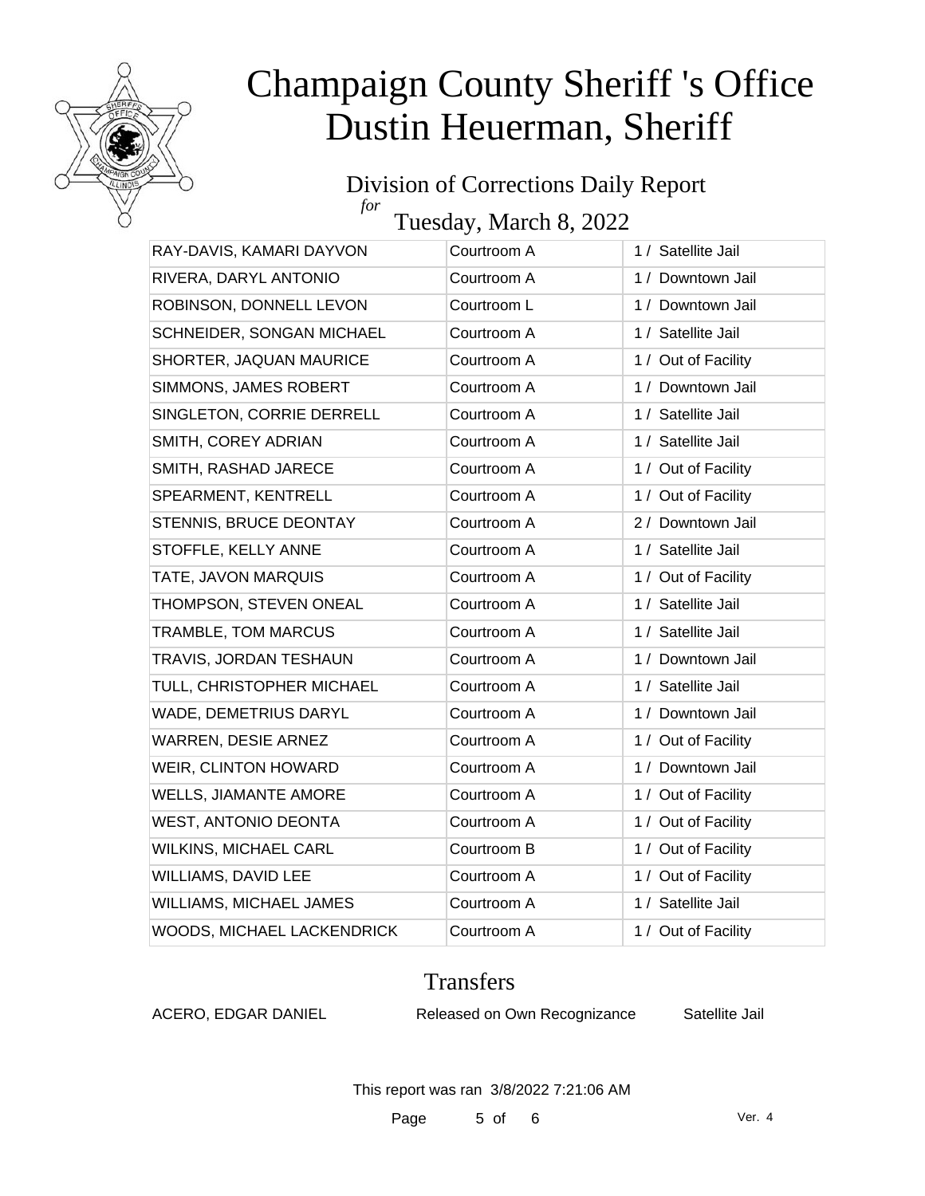# Champaign County Sheriff 's Office
# Dustin Heuerman, Sheriff

## Division of Corrections Daily Report
*for*
## Tuesday, March 8, 2022

| | | |
|---|---|---|
| RAY-DAVIS, KAMARI DAYVON | Courtroom A | 1 / Satellite Jail |
| RIVERA, DARYL ANTONIO | Courtroom A | 1 / Downtown Jail |
| ROBINSON, DONNELL LEVON | Courtroom L | 1 / Downtown Jail |
| SCHNEIDER, SONGAN MICHAEL | Courtroom A | 1 / Satellite Jail |
| SHORTER, JAQUAN MAURICE | Courtroom A | 1 / Out of Facility |
| SIMMONS, JAMES ROBERT | Courtroom A | 1 / Downtown Jail |
| SINGLETON, CORRIE DERRELL | Courtroom A | 1 / Satellite Jail |
| SMITH, COREY ADRIAN | Courtroom A | 1 / Satellite Jail |
| SMITH, RASHAD JARECE | Courtroom A | 1 / Out of Facility |
| SPEARMENT, KENTRELL | Courtroom A | 1 / Out of Facility |
| STENNIS, BRUCE DEONTAY | Courtroom A | 2 / Downtown Jail |
| STOFFLE, KELLY ANNE | Courtroom A | 1 / Satellite Jail |
| TATE, JAVON MARQUIS | Courtroom A | 1 / Out of Facility |
| THOMPSON, STEVEN ONEAL | Courtroom A | 1 / Satellite Jail |
| TRAMBLE, TOM MARCUS | Courtroom A | 1 / Satellite Jail |
| TRAVIS, JORDAN TESHAUN | Courtroom A | 1 / Downtown Jail |
| TULL, CHRISTOPHER MICHAEL | Courtroom A | 1 / Satellite Jail |
| WADE, DEMETRIUS DARYL | Courtroom A | 1 / Downtown Jail |
| WARREN, DESIE ARNEZ | Courtroom A | 1 / Out of Facility |
| WEIR, CLINTON HOWARD | Courtroom A | 1 / Downtown Jail |
| WELLS, JIAMANTE AMORE | Courtroom A | 1 / Out of Facility |
| WEST, ANTONIO DEONTA | Courtroom A | 1 / Out of Facility |
| WILKINS, MICHAEL CARL | Courtroom B | 1 / Out of Facility |
| WILLIAMS, DAVID LEE | Courtroom A | 1 / Out of Facility |
| WILLIAMS, MICHAEL JAMES | Courtroom A | 1 / Satellite Jail |
| WOODS, MICHAEL LACKENDRICK | Courtroom A | 1 / Out of Facility |

## Transfers

| | | |
|---|---|---|
| ACERO, EDGAR DANIEL | Released on Own Recognizance | Satellite Jail |

This report was ran 3/8/2022 7:21:06 AM

Ver. 4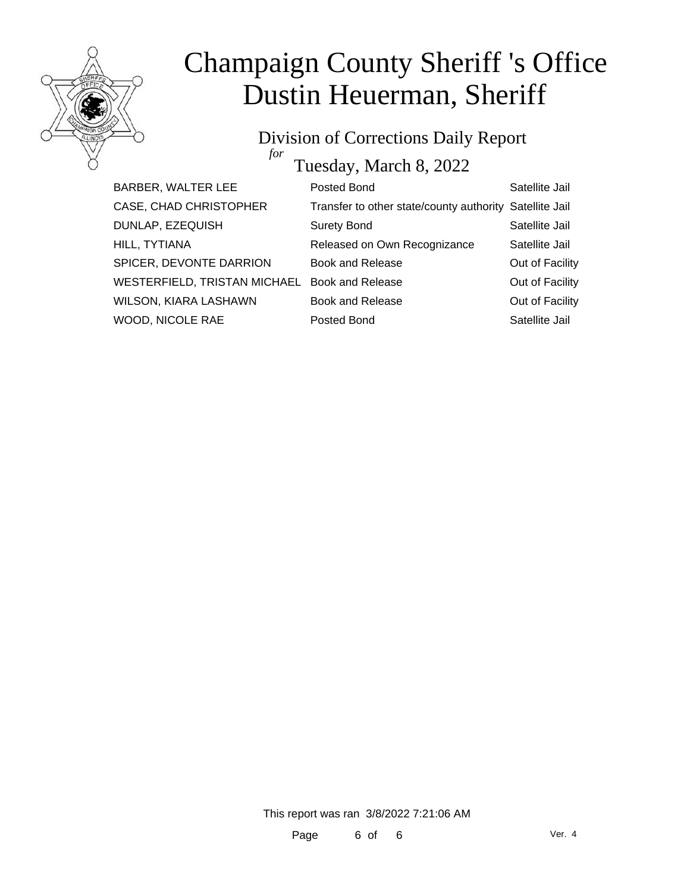# Champaign County Sheriff 's Office
# Dustin Heuerman, Sheriff

## Division of Corrections Daily Report

*for* Tuesday, March 8, 2022

| | | |
|---|---|---|
| BARBER, WALTER LEE | Posted Bond | Satellite Jail |
| CASE, CHAD CHRISTOPHER | Transfer to other state/county authority | Satellite Jail |
| DUNLAP, EZEQUISH | Surety Bond | Satellite Jail |
| HILL, TYTIANA | Released on Own Recognizance | Satellite Jail |
| SPICER, DEVONTE DARRION | Book and Release | Out of Facility |
| WESTERFIELD, TRISTAN MICHAEL | Book and Release | Out of Facility |
| WILSON, KIARA LASHAWN | Book and Release | Out of Facility |
| WOOD, NICOLE RAE | Posted Bond | Satellite Jail |

This report was ran 3/8/2022 7:21:06 AM

Ver. 4